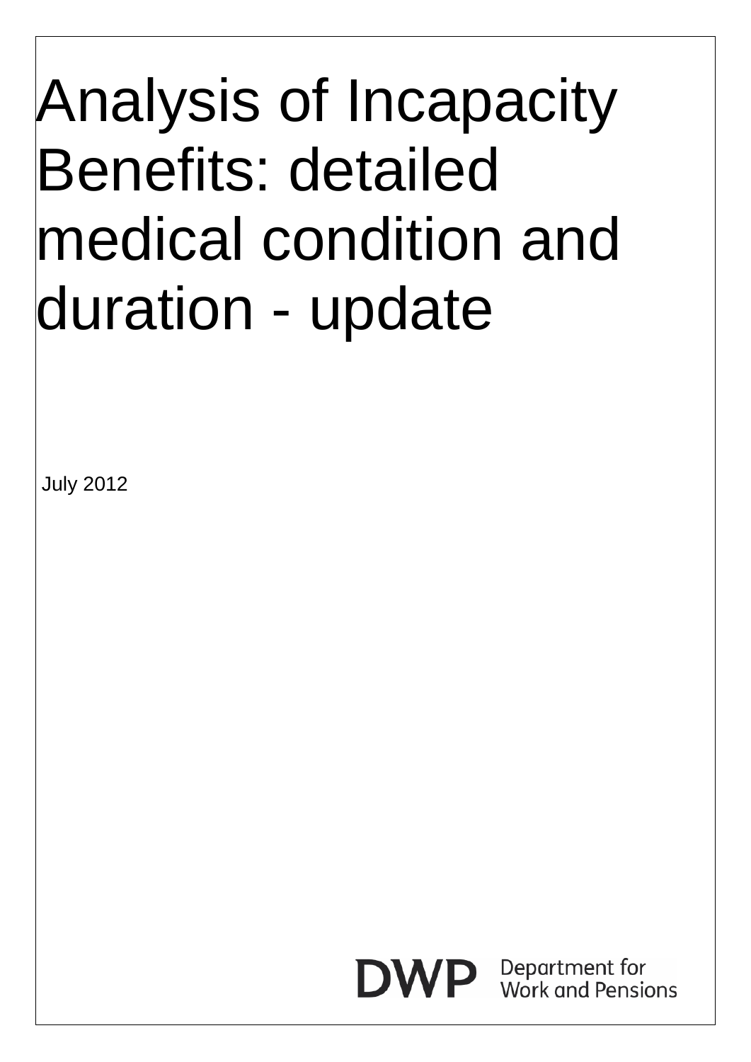# Analysis of Incapacity Benefits: detailed medical condition and duration - update

July 2012

DWP Department for Work and Pensions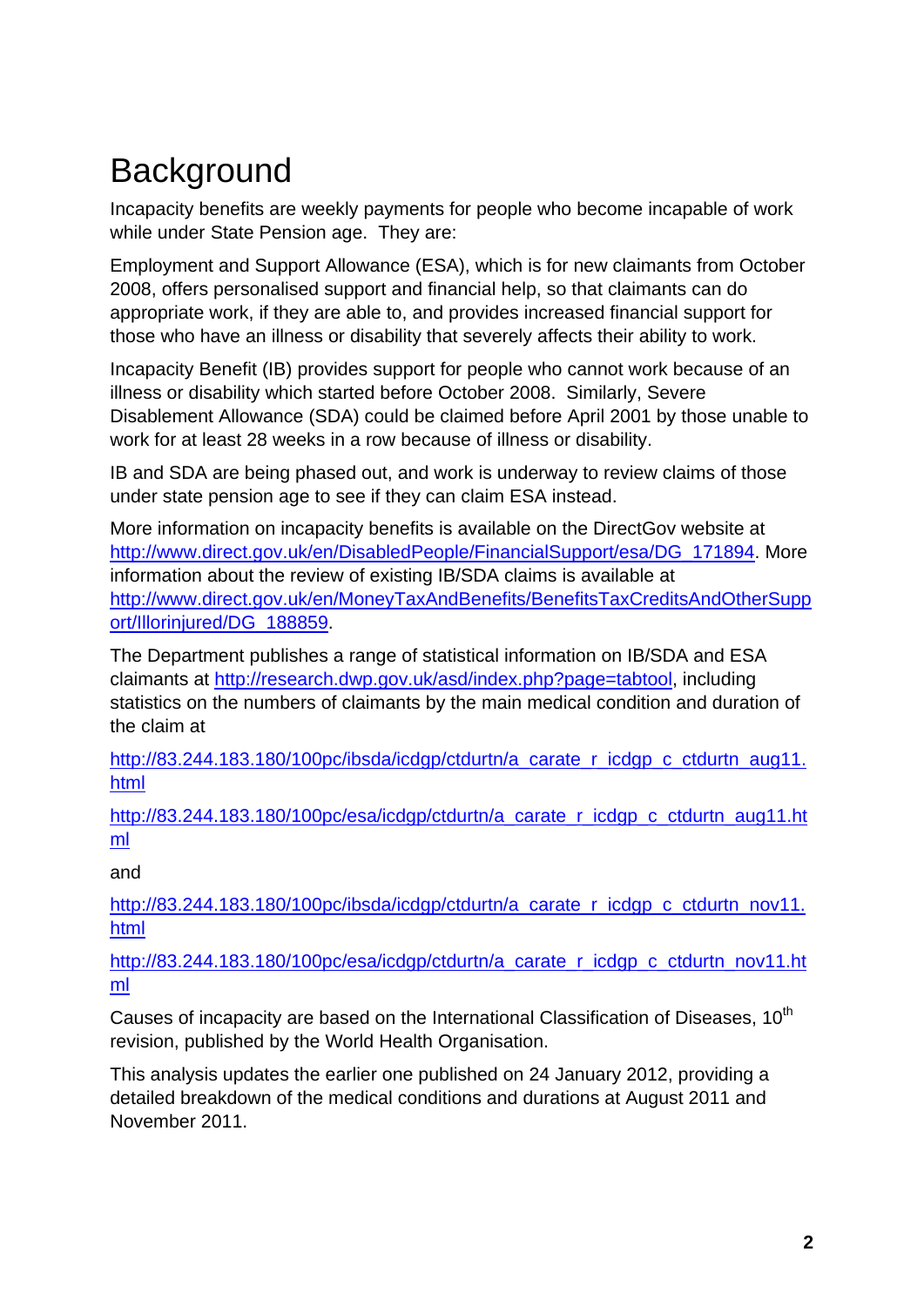# Background

Incapacity benefits are weekly payments for people who become incapable of work while under State Pension age. They are:

Employment and Support Allowance (ESA), which is for new claimants from October 2008, offers personalised support and financial help, so that claimants can do appropriate work, if they are able to, and provides increased financial support for those who have an illness or disability that severely affects their ability to work.

Incapacity Benefit (IB) provides support for people who cannot work because of an illness or disability which started before October 2008. Similarly, Severe Disablement Allowance (SDA) could be claimed before April 2001 by those unable to work for at least 28 weeks in a row because of illness or disability.

IB and SDA are being phased out, and work is underway to review claims of those under state pension age to see if they can claim ESA instead.

More information on incapacity benefits is available on the DirectGov website at http://www.direct.gov.uk/en/DisabledPeople/FinancialSupport/esa/DG_171894. More information about the review of existing IB/SDA claims is available at http://www.direct.gov.uk/en/MoneyTaxAndBenefits/BenefitsTaxCreditsAndOtherSupport/Illorinjured/DG_188859.

The Department publishes a range of statistical information on IB/SDA and ESA claimants at http://research.dwp.gov.uk/asd/index.php?page=tabtool, including statistics on the numbers of claimants by the main medical condition and duration of the claim at

http://83.244.183.180/100pc/ibsda/icdgp/ctdurtn/a_carate_r_icdgp_c_ctdurtn_aug11.html

http://83.244.183.180/100pc/esa/icdgp/ctdurtn/a_carate_r_icdgp_c_ctdurtn_aug11.html

and

http://83.244.183.180/100pc/ibsda/icdgp/ctdurtn/a_carate_r_icdgp_c_ctdurtn_nov11.html

http://83.244.183.180/100pc/esa/icdgp/ctdurtn/a_carate_r_icdgp_c_ctdurtn_nov11.html

Causes of incapacity are based on the International Classification of Diseases, 10th revision, published by the World Health Organisation.

This analysis updates the earlier one published on 24 January 2012, providing a detailed breakdown of the medical conditions and durations at August 2011 and November 2011.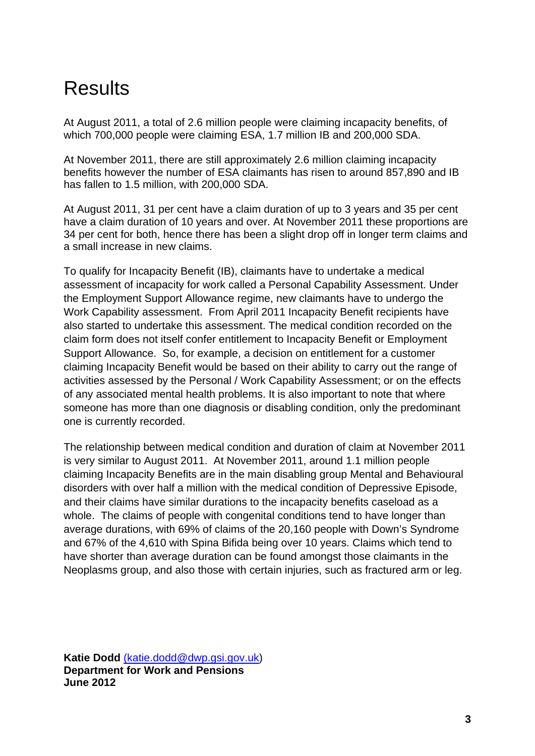# Results

At August 2011, a total of 2.6 million people were claiming incapacity benefits, of which 700,000 people were claiming ESA, 1.7 million IB and 200,000 SDA.

At November 2011, there are still approximately 2.6 million claiming incapacity benefits however the number of ESA claimants has risen to around 857,890 and IB has fallen to 1.5 million, with 200,000 SDA.

At August 2011, 31 per cent have a claim duration of up to 3 years and 35 per cent have a claim duration of 10 years and over. At November 2011 these proportions are 34 per cent for both, hence there has been a slight drop off in longer term claims and a small increase in new claims.

To qualify for Incapacity Benefit (IB), claimants have to undertake a medical assessment of incapacity for work called a Personal Capability Assessment. Under the Employment Support Allowance regime, new claimants have to undergo the Work Capability assessment. From April 2011 Incapacity Benefit recipients have also started to undertake this assessment. The medical condition recorded on the claim form does not itself confer entitlement to Incapacity Benefit or Employment Support Allowance. So, for example, a decision on entitlement for a customer claiming Incapacity Benefit would be based on their ability to carry out the range of activities assessed by the Personal / Work Capability Assessment; or on the effects of any associated mental health problems. It is also important to note that where someone has more than one diagnosis or disabling condition, only the predominant one is currently recorded.

The relationship between medical condition and duration of claim at November 2011 is very similar to August 2011. At November 2011, around 1.1 million people claiming Incapacity Benefits are in the main disabling group Mental and Behavioural disorders with over half a million with the medical condition of Depressive Episode, and their claims have similar durations to the incapacity benefits caseload as a whole. The claims of people with congenital conditions tend to have longer than average durations, with 69% of claims of the 20,160 people with Down's Syndrome and 67% of the 4,610 with Spina Bifida being over 10 years. Claims which tend to have shorter than average duration can be found amongst those claimants in the Neoplasms group, and also those with certain injuries, such as fractured arm or leg.

**Katie Dodd** (katie.dodd@dwp.gsi.gov.uk)
**Department for Work and Pensions**
**June 2012**